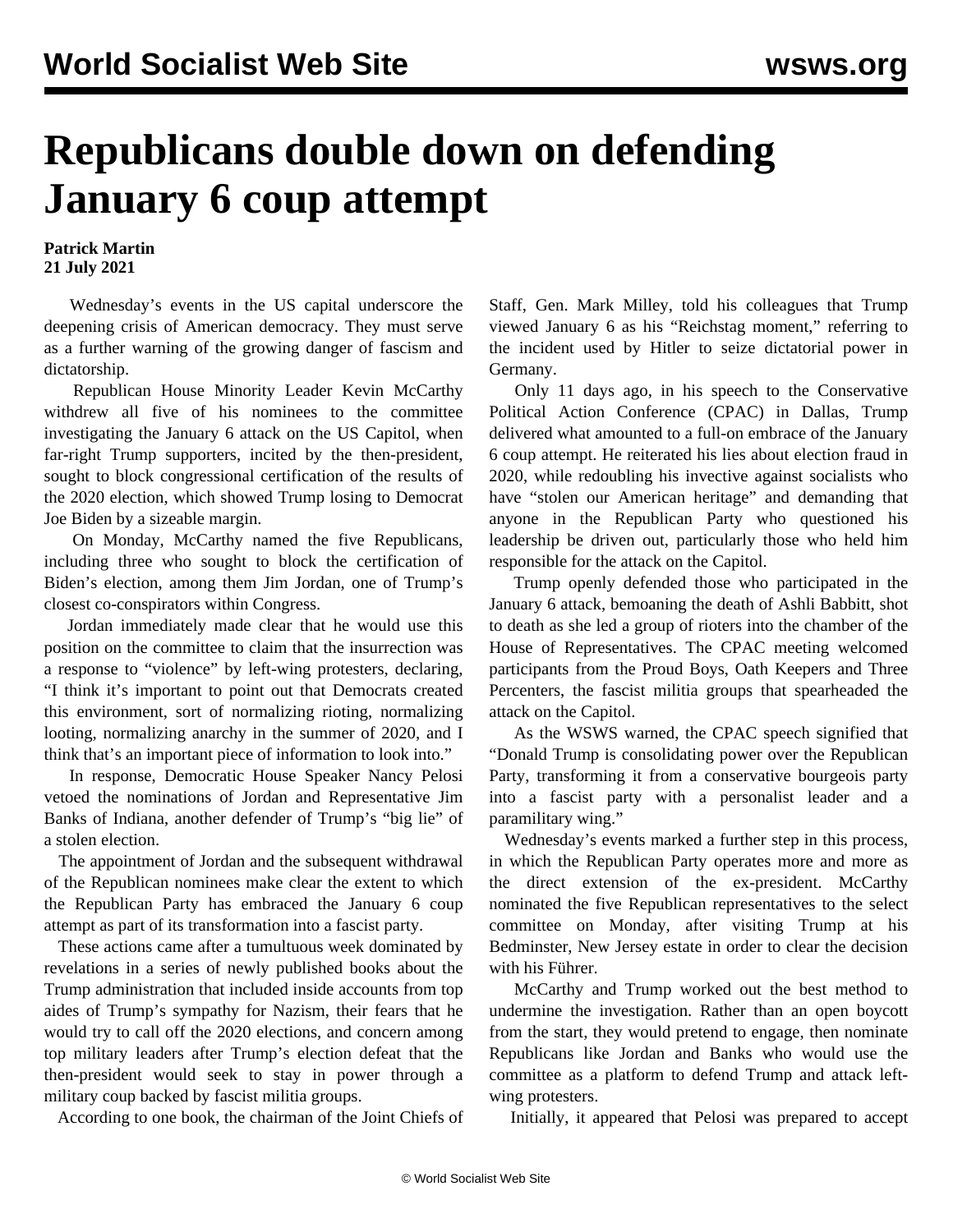# Republicans double down on defending January 6 coup attempt

**Patrick Martin**
**21 July 2021**

Wednesday's events in the US capital underscore the deepening crisis of American democracy. They must serve as a further warning of the growing danger of fascism and dictatorship.

Republican House Minority Leader Kevin McCarthy withdrew all five of his nominees to the committee investigating the January 6 attack on the US Capitol, when far-right Trump supporters, incited by the then-president, sought to block congressional certification of the results of the 2020 election, which showed Trump losing to Democrat Joe Biden by a sizeable margin.

On Monday, McCarthy named the five Republicans, including three who sought to block the certification of Biden's election, among them Jim Jordan, one of Trump's closest co-conspirators within Congress.

Jordan immediately made clear that he would use this position on the committee to claim that the insurrection was a response to "violence" by left-wing protesters, declaring, "I think it's important to point out that Democrats created this environment, sort of normalizing rioting, normalizing looting, normalizing anarchy in the summer of 2020, and I think that's an important piece of information to look into."

In response, Democratic House Speaker Nancy Pelosi vetoed the nominations of Jordan and Representative Jim Banks of Indiana, another defender of Trump's "big lie" of a stolen election.

The appointment of Jordan and the subsequent withdrawal of the Republican nominees make clear the extent to which the Republican Party has embraced the January 6 coup attempt as part of its transformation into a fascist party.

These actions came after a tumultuous week dominated by revelations in a series of newly published books about the Trump administration that included inside accounts from top aides of Trump's sympathy for Nazism, their fears that he would try to call off the 2020 elections, and concern among top military leaders after Trump's election defeat that the then-president would seek to stay in power through a military coup backed by fascist militia groups.

According to one book, the chairman of the Joint Chiefs of Staff, Gen. Mark Milley, told his colleagues that Trump viewed January 6 as his "Reichstag moment," referring to the incident used by Hitler to seize dictatorial power in Germany.

Only 11 days ago, in his speech to the Conservative Political Action Conference (CPAC) in Dallas, Trump delivered what amounted to a full-on embrace of the January 6 coup attempt. He reiterated his lies about election fraud in 2020, while redoubling his invective against socialists who have "stolen our American heritage" and demanding that anyone in the Republican Party who questioned his leadership be driven out, particularly those who held him responsible for the attack on the Capitol.

Trump openly defended those who participated in the January 6 attack, bemoaning the death of Ashli Babbitt, shot to death as she led a group of rioters into the chamber of the House of Representatives. The CPAC meeting welcomed participants from the Proud Boys, Oath Keepers and Three Percenters, the fascist militia groups that spearheaded the attack on the Capitol.

As the WSWS warned, the CPAC speech signified that "Donald Trump is consolidating power over the Republican Party, transforming it from a conservative bourgeois party into a fascist party with a personalist leader and a paramilitary wing."

Wednesday's events marked a further step in this process, in which the Republican Party operates more and more as the direct extension of the ex-president. McCarthy nominated the five Republican representatives to the select committee on Monday, after visiting Trump at his Bedminster, New Jersey estate in order to clear the decision with his Führer.

McCarthy and Trump worked out the best method to undermine the investigation. Rather than an open boycott from the start, they would pretend to engage, then nominate Republicans like Jordan and Banks who would use the committee as a platform to defend Trump and attack left-wing protesters.

Initially, it appeared that Pelosi was prepared to accept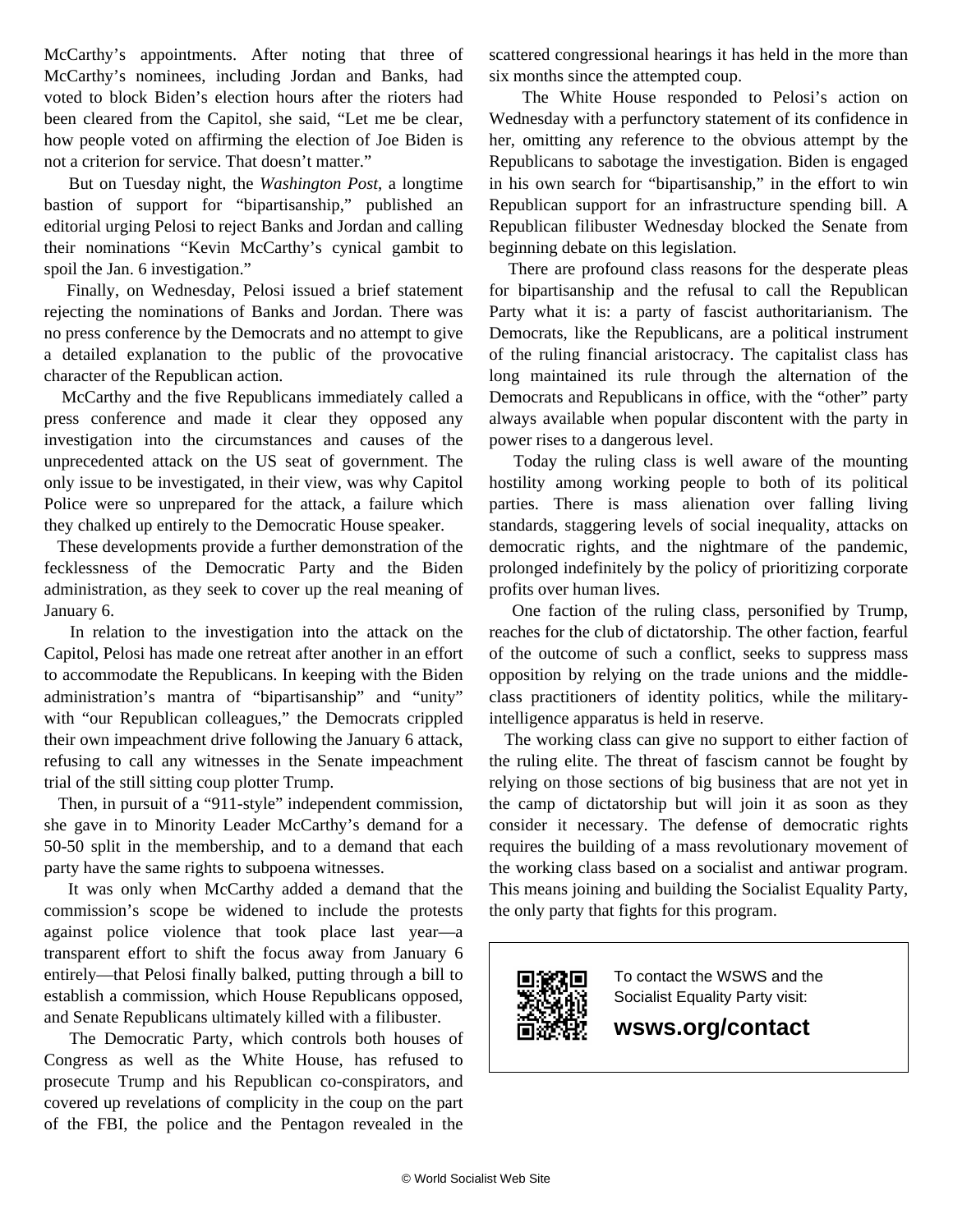McCarthy's appointments. After noting that three of McCarthy's nominees, including Jordan and Banks, had voted to block Biden's election hours after the rioters had been cleared from the Capitol, she said, "Let me be clear, how people voted on affirming the election of Joe Biden is not a criterion for service. That doesn't matter."

But on Tuesday night, the *Washington Post,* a longtime bastion of support for "bipartisanship," published an editorial urging Pelosi to reject Banks and Jordan and calling their nominations "Kevin McCarthy's cynical gambit to spoil the Jan. 6 investigation."

Finally, on Wednesday, Pelosi issued a brief statement rejecting the nominations of Banks and Jordan. There was no press conference by the Democrats and no attempt to give a detailed explanation to the public of the provocative character of the Republican action.

McCarthy and the five Republicans immediately called a press conference and made it clear they opposed any investigation into the circumstances and causes of the unprecedented attack on the US seat of government. The only issue to be investigated, in their view, was why Capitol Police were so unprepared for the attack, a failure which they chalked up entirely to the Democratic House speaker.

These developments provide a further demonstration of the fecklessness of the Democratic Party and the Biden administration, as they seek to cover up the real meaning of January 6.

In relation to the investigation into the attack on the Capitol, Pelosi has made one retreat after another in an effort to accommodate the Republicans. In keeping with the Biden administration's mantra of "bipartisanship" and "unity" with "our Republican colleagues," the Democrats crippled their own impeachment drive following the January 6 attack, refusing to call any witnesses in the Senate impeachment trial of the still sitting coup plotter Trump.

Then, in pursuit of a "911-style" independent commission, she gave in to Minority Leader McCarthy's demand for a 50-50 split in the membership, and to a demand that each party have the same rights to subpoena witnesses.

It was only when McCarthy added a demand that the commission's scope be widened to include the protests against police violence that took place last year—a transparent effort to shift the focus away from January 6 entirely—that Pelosi finally balked, putting through a bill to establish a commission, which House Republicans opposed, and Senate Republicans ultimately killed with a filibuster.

The Democratic Party, which controls both houses of Congress as well as the White House, has refused to prosecute Trump and his Republican co-conspirators, and covered up revelations of complicity in the coup on the part of the FBI, the police and the Pentagon revealed in the scattered congressional hearings it has held in the more than six months since the attempted coup.

The White House responded to Pelosi's action on Wednesday with a perfunctory statement of its confidence in her, omitting any reference to the obvious attempt by the Republicans to sabotage the investigation. Biden is engaged in his own search for "bipartisanship," in the effort to win Republican support for an infrastructure spending bill. A Republican filibuster Wednesday blocked the Senate from beginning debate on this legislation.

There are profound class reasons for the desperate pleas for bipartisanship and the refusal to call the Republican Party what it is: a party of fascist authoritarianism. The Democrats, like the Republicans, are a political instrument of the ruling financial aristocracy. The capitalist class has long maintained its rule through the alternation of the Democrats and Republicans in office, with the "other" party always available when popular discontent with the party in power rises to a dangerous level.

Today the ruling class is well aware of the mounting hostility among working people to both of its political parties. There is mass alienation over falling living standards, staggering levels of social inequality, attacks on democratic rights, and the nightmare of the pandemic, prolonged indefinitely by the policy of prioritizing corporate profits over human lives.

One faction of the ruling class, personified by Trump, reaches for the club of dictatorship. The other faction, fearful of the outcome of such a conflict, seeks to suppress mass opposition by relying on the trade unions and the middle-class practitioners of identity politics, while the military-intelligence apparatus is held in reserve.

The working class can give no support to either faction of the ruling elite. The threat of fascism cannot be fought by relying on those sections of big business that are not yet in the camp of dictatorship but will join it as soon as they consider it necessary. The defense of democratic rights requires the building of a mass revolutionary movement of the working class based on a socialist and antiwar program. This means joining and building the Socialist Equality Party, the only party that fights for this program.

To contact the WSWS and the Socialist Equality Party visit:

**wsws.org/contact**